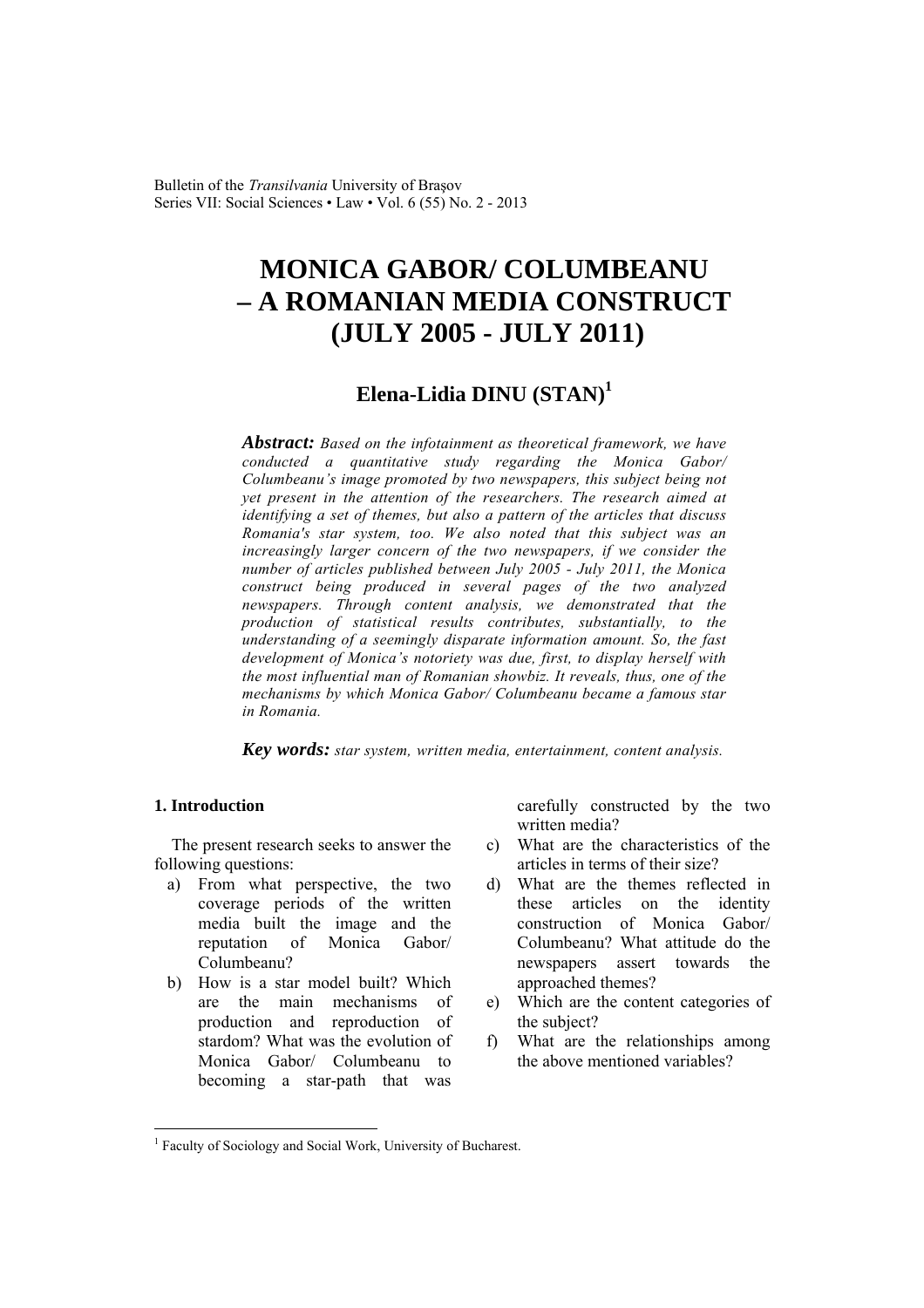# MONICA GABOR/ COLUMBEANU – A ROMANIAN MEDIA CONSTRUCT (JULY 2005 - JULY 2011)

## Elena-Lidia DINU (STAN)[1]

***Abstract:*** *Based on the infotainment as theoretical framework, we have conducted a quantitative study regarding the Monica Gabor/ Columbeanu's image promoted by two newspapers, this subject being not yet present in the attention of the researchers. The research aimed at identifying a set of themes, but also a pattern of the articles that discuss Romania's star system, too. We also noted that this subject was an increasingly larger concern of the two newspapers, if we consider the number of articles published between July 2005 - July 2011, the Monica construct being produced in several pages of the two analyzed newspapers. Through content analysis, we demonstrated that the production of statistical results contributes, substantially, to the understanding of a seemingly disparate information amount. So, the fast development of Monica's notoriety was due, first, to display herself with the most influential man of Romanian showbiz. It reveals, thus, one of the mechanisms by which Monica Gabor/ Columbeanu became a famous star in Romania.*

***Key words:*** *star system, written media, entertainment, content analysis.*

### 1. Introduction

The present research seeks to answer the following questions:

a) From what perspective, the two coverage periods of the written media built the image and the reputation of Monica Gabor/ Columbeanu?
b) How is a star model built? Which are the main mechanisms of production and reproduction of stardom? What was the evolution of Monica Gabor/ Columbeanu to becoming a star-path that was carefully constructed by the two written media?
c) What are the characteristics of the articles in terms of their size?
d) What are the themes reflected in these articles on the identity construction of Monica Gabor/ Columbeanu? What attitude do the newspapers assert towards the approached themes?
e) Which are the content categories of the subject?
f) What are the relationships among the above mentioned variables?

[1] Faculty of Sociology and Social Work, University of Bucharest.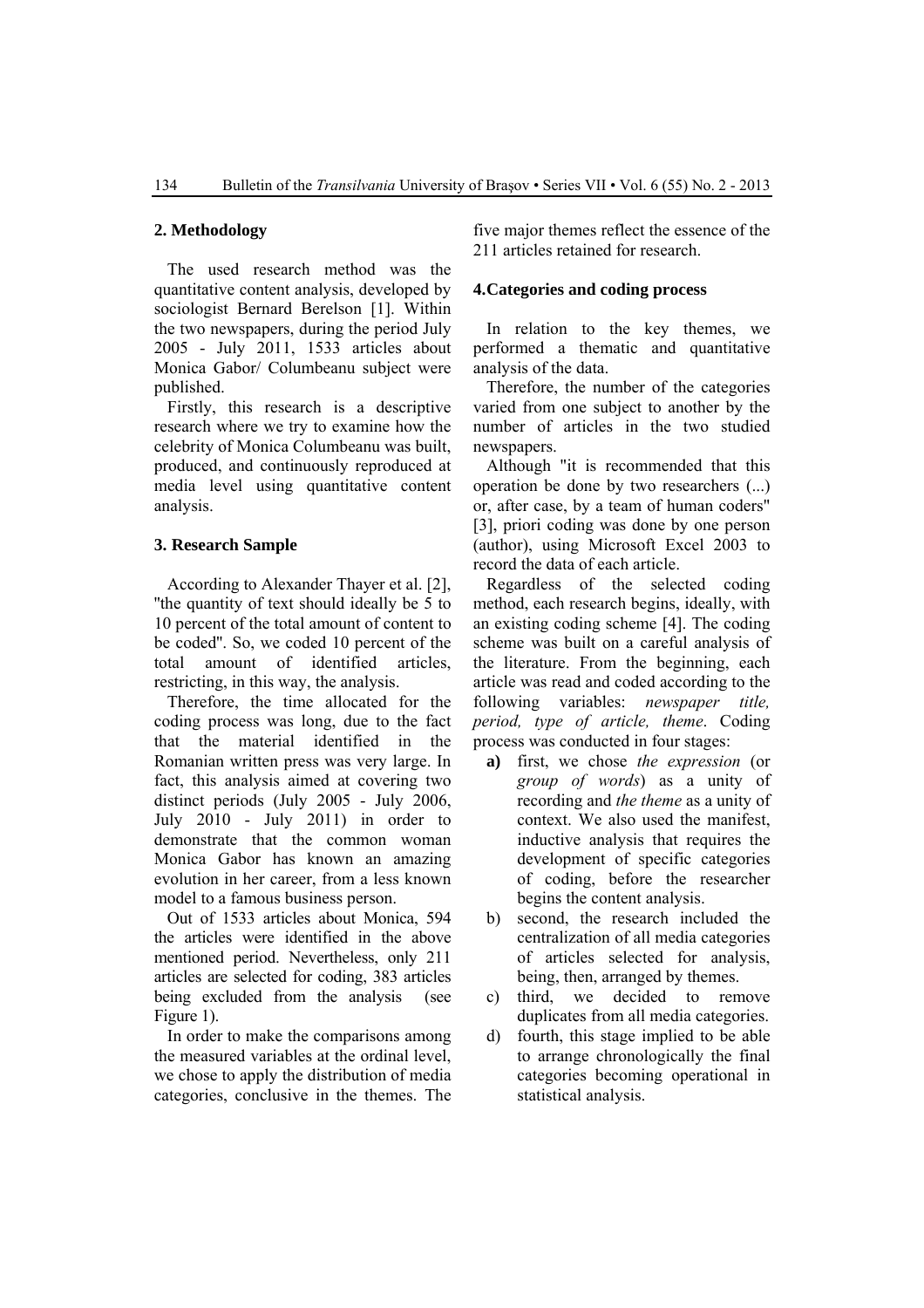## 2. Methodology

The used research method was the quantitative content analysis, developed by sociologist Bernard Berelson [1]. Within the two newspapers, during the period July 2005 - July 2011, 1533 articles about Monica Gabor/ Columbeanu subject were published.

Firstly, this research is a descriptive research where we try to examine how the celebrity of Monica Columbeanu was built, produced, and continuously reproduced at media level using quantitative content analysis.

## 3. Research Sample

According to Alexander Thayer et al. [2], "the quantity of text should ideally be 5 to 10 percent of the total amount of content to be coded". So, we coded 10 percent of the total amount of identified articles, restricting, in this way, the analysis.

Therefore, the time allocated for the coding process was long, due to the fact that the material identified in the Romanian written press was very large. In fact, this analysis aimed at covering two distinct periods (July 2005 - July 2006, July 2010 - July 2011) in order to demonstrate that the common woman Monica Gabor has known an amazing evolution in her career, from a less known model to a famous business person.

Out of 1533 articles about Monica, 594 the articles were identified in the above mentioned period. Nevertheless, only 211 articles are selected for coding, 383 articles being excluded from the analysis (see Figure 1).

In order to make the comparisons among the measured variables at the ordinal level, we chose to apply the distribution of media categories, conclusive in the themes. The five major themes reflect the essence of the 211 articles retained for research.

## 4. Categories and coding process

In relation to the key themes, we performed a thematic and quantitative analysis of the data.

Therefore, the number of the categories varied from one subject to another by the number of articles in the two studied newspapers.

Although "it is recommended that this operation be done by two researchers (...) or, after case, by a team of human coders" [3], priori coding was done by one person (author), using Microsoft Excel 2003 to record the data of each article.

Regardless of the selected coding method, each research begins, ideally, with an existing coding scheme [4]. The coding scheme was built on a careful analysis of the literature. From the beginning, each article was read and coded according to the following variables: *newspaper title, period, type of article, theme*. Coding process was conducted in four stages:

- **a)** first, we chose *the expression* (or *group of words*) as a unity of recording and *the theme* as a unity of context. We also used the manifest, inductive analysis that requires the development of specific categories of coding, before the researcher begins the content analysis.
- b) second, the research included the centralization of all media categories of articles selected for analysis, being, then, arranged by themes.
- c) third, we decided to remove duplicates from all media categories.
- d) fourth, this stage implied to be able to arrange chronologically the final categories becoming operational in statistical analysis.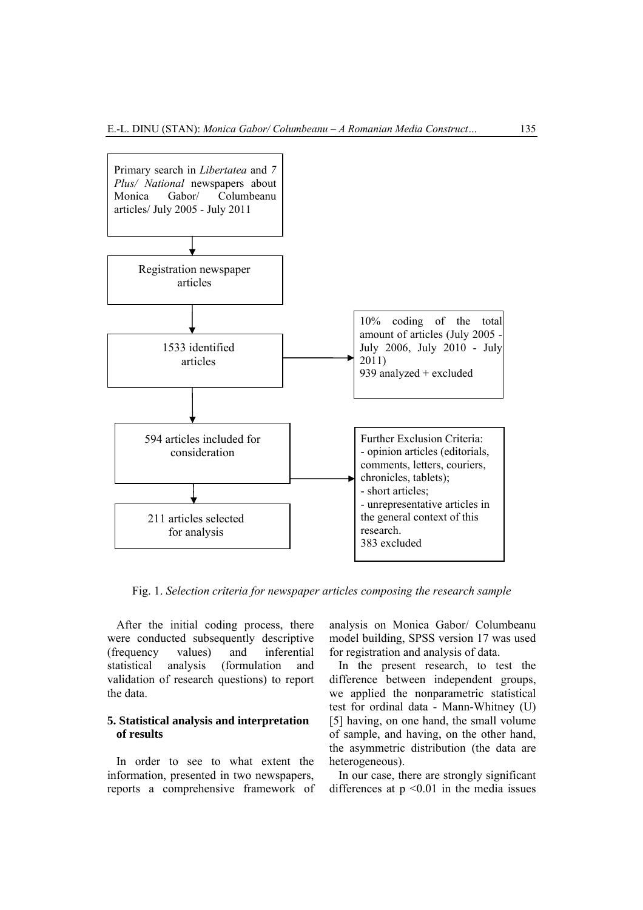Primary search in *Libertatea* and *7 Plus/ National* newspapers about Monica Gabor/ Columbeanu articles/ July 2005 - July 2011

↓

Registration newspaper articles

↓

1533 identified articles → 10% coding of the total amount of articles (July 2005 - July 2006, July 2010 - July 2011) 939 analyzed + excluded

↓

594 articles included for consideration → Further Exclusion Criteria:
- opinion articles (editorials, comments, letters, couriers, chronicles, tablets);
- short articles;
- unrepresentative articles in the general context of this research.
383 excluded

↓

211 articles selected for analysis

Fig. 1. *Selection criteria for newspaper articles composing the research sample*

After the initial coding process, there were conducted subsequently descriptive (frequency values) and inferential statistical analysis (formulation and validation of research questions) to report the data.

## 5. Statistical analysis and interpretation of results

In order to see to what extent the information, presented in two newspapers, reports a comprehensive framework of analysis on Monica Gabor/ Columbeanu model building, SPSS version 17 was used for registration and analysis of data.

In the present research, to test the difference between independent groups, we applied the nonparametric statistical test for ordinal data - Mann-Whitney (U) [5] having, on one hand, the small volume of sample, and having, on the other hand, the asymmetric distribution (the data are heterogeneous).

In our case, there are strongly significant differences at $p < 0.01$ in the media issues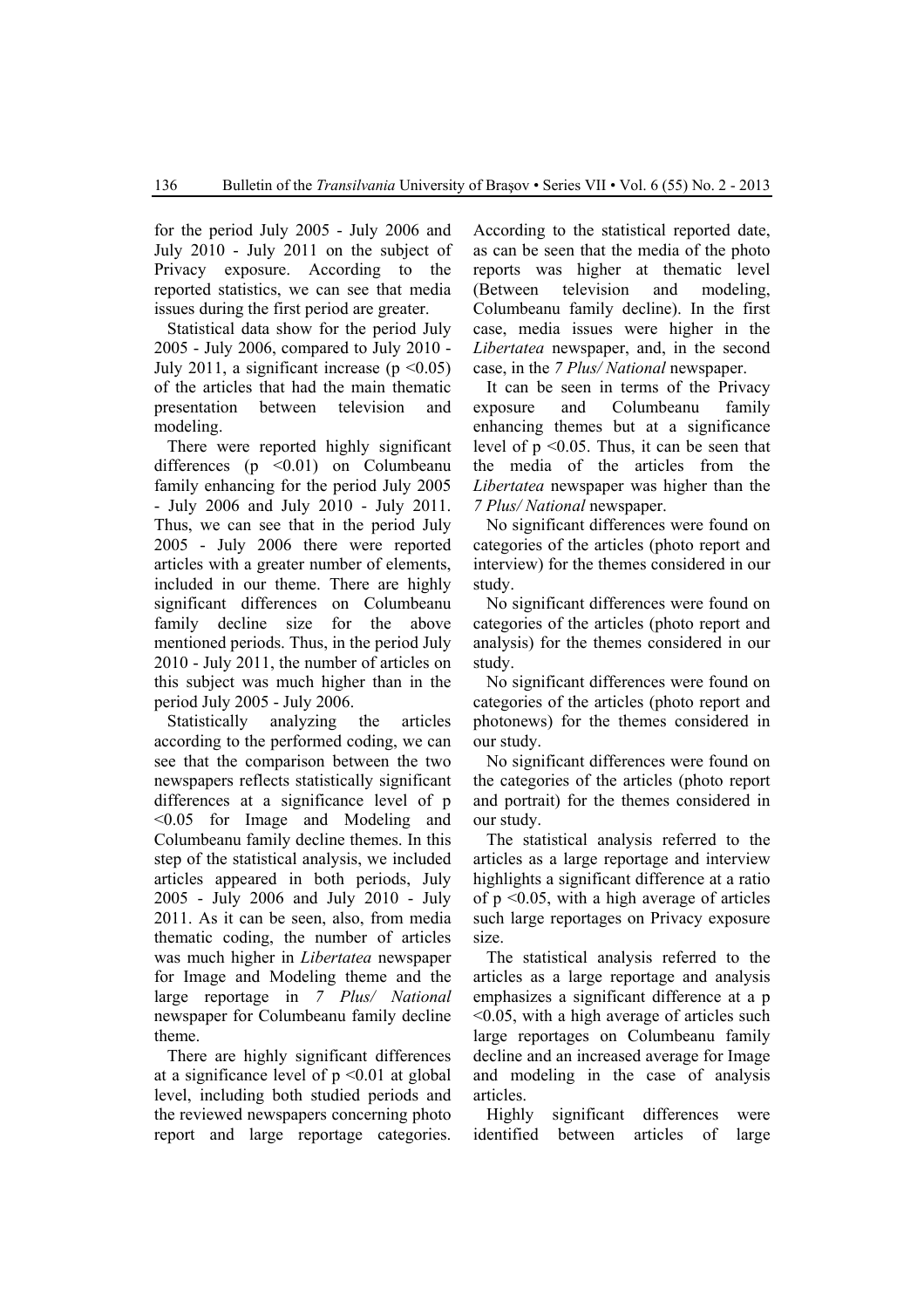for the period July 2005 - July 2006 and July 2010 - July 2011 on the subject of Privacy exposure. According to the reported statistics, we can see that media issues during the first period are greater.

Statistical data show for the period July 2005 - July 2006, compared to July 2010 - July 2011, a significant increase ($p < 0.05$) of the articles that had the main thematic presentation between television and modeling.

There were reported highly significant differences ($p < 0.01$) on Columbeanu family enhancing for the period July 2005 - July 2006 and July 2010 - July 2011. Thus, we can see that in the period July 2005 - July 2006 there were reported articles with a greater number of elements, included in our theme. There are highly significant differences on Columbeanu family decline size for the above mentioned periods. Thus, in the period July 2010 - July 2011, the number of articles on this subject was much higher than in the period July 2005 - July 2006.

Statistically analyzing the articles according to the performed coding, we can see that the comparison between the two newspapers reflects statistically significant differences at a significance level of $p < 0.05$ for Image and Modeling and Columbeanu family decline themes. In this step of the statistical analysis, we included articles appeared in both periods, July 2005 - July 2006 and July 2010 - July 2011. As it can be seen, also, from media thematic coding, the number of articles was much higher in *Libertatea* newspaper for Image and Modeling theme and the large reportage in *7 Plus/ National* newspaper for Columbeanu family decline theme.

There are highly significant differences at a significance level of $p < 0.01$ at global level, including both studied periods and the reviewed newspapers concerning photo report and large reportage categories. According to the statistical reported date, as can be seen that the media of the photo reports was higher at thematic level (Between television and modeling, Columbeanu family decline). In the first case, media issues were higher in the *Libertatea* newspaper, and, in the second case, in the *7 Plus/ National* newspaper.

It can be seen in terms of the Privacy exposure and Columbeanu family enhancing themes but at a significance level of $p < 0.05$. Thus, it can be seen that the media of the articles from the *Libertatea* newspaper was higher than the *7 Plus/ National* newspaper.

No significant differences were found on categories of the articles (photo report and interview) for the themes considered in our study.

No significant differences were found on categories of the articles (photo report and analysis) for the themes considered in our study.

No significant differences were found on categories of the articles (photo report and photonews) for the themes considered in our study.

No significant differences were found on the categories of the articles (photo report and portrait) for the themes considered in our study.

The statistical analysis referred to the articles as a large reportage and interview highlights a significant difference at a ratio of $p < 0.05$, with a high average of articles such large reportages on Privacy exposure size.

The statistical analysis referred to the articles as a large reportage and analysis emphasizes a significant difference at a $p < 0.05$, with a high average of articles such large reportages on Columbeanu family decline and an increased average for Image and modeling in the case of analysis articles.

Highly significant differences were identified between articles of large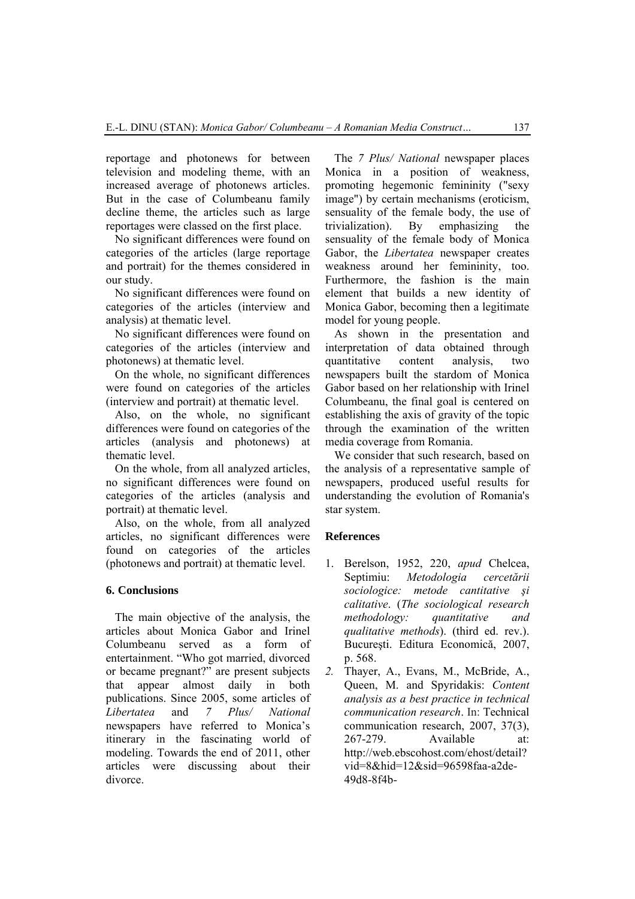reportage and photonews for between television and modeling theme, with an increased average of photonews articles. But in the case of Columbeanu family decline theme, the articles such as large reportages were classed on the first place.

No significant differences were found on categories of the articles (large reportage and portrait) for the themes considered in our study.

No significant differences were found on categories of the articles (interview and analysis) at thematic level.

No significant differences were found on categories of the articles (interview and photonews) at thematic level.

On the whole, no significant differences were found on categories of the articles (interview and portrait) at thematic level.

Also, on the whole, no significant differences were found on categories of the articles (analysis and photonews) at thematic level.

On the whole, from all analyzed articles, no significant differences were found on categories of the articles (analysis and portrait) at thematic level.

Also, on the whole, from all analyzed articles, no significant differences were found on categories of the articles (photonews and portrait) at thematic level.

## 6. Conclusions

The main objective of the analysis, the articles about Monica Gabor and Irinel Columbeanu served as a form of entertainment. "Who got married, divorced or became pregnant?" are present subjects that appear almost daily in both publications. Since 2005, some articles of *Libertatea* and *7 Plus/ National* newspapers have referred to Monica's itinerary in the fascinating world of modeling. Towards the end of 2011, other articles were discussing about their divorce.

The *7 Plus/ National* newspaper places Monica in a position of weakness, promoting hegemonic femininity ("sexy image") by certain mechanisms (eroticism, sensuality of the female body, the use of trivialization). By emphasizing the sensuality of the female body of Monica Gabor, the *Libertatea* newspaper creates weakness around her femininity, too. Furthermore, the fashion is the main element that builds a new identity of Monica Gabor, becoming then a legitimate model for young people.

As shown in the presentation and interpretation of data obtained through quantitative content analysis, two newspapers built the stardom of Monica Gabor based on her relationship with Irinel Columbeanu, the final goal is centered on establishing the axis of gravity of the topic through the examination of the written media coverage from Romania.

We consider that such research, based on the analysis of a representative sample of newspapers, produced useful results for understanding the evolution of Romania's star system.

## References

1. Berelson, 1952, 220, *apud* Chelcea, Septimiu: *Metodologia cercetării sociologice: metode cantitative şi calitative*. (*The sociological research methodology: quantitative and qualitative methods*). (third ed. rev.). Bucureşti. Editura Economică, 2007, p. 568.
2. Thayer, A., Evans, M., McBride, A., Queen, M. and Spyridakis: *Content analysis as a best practice in technical communication research*. In: Technical communication research, 2007, 37(3), 267-279. Available at: http://web.ebscohost.com/ehost/detail?vid=8&hid=12&sid=96598faa-a2de-49d8-8f4b-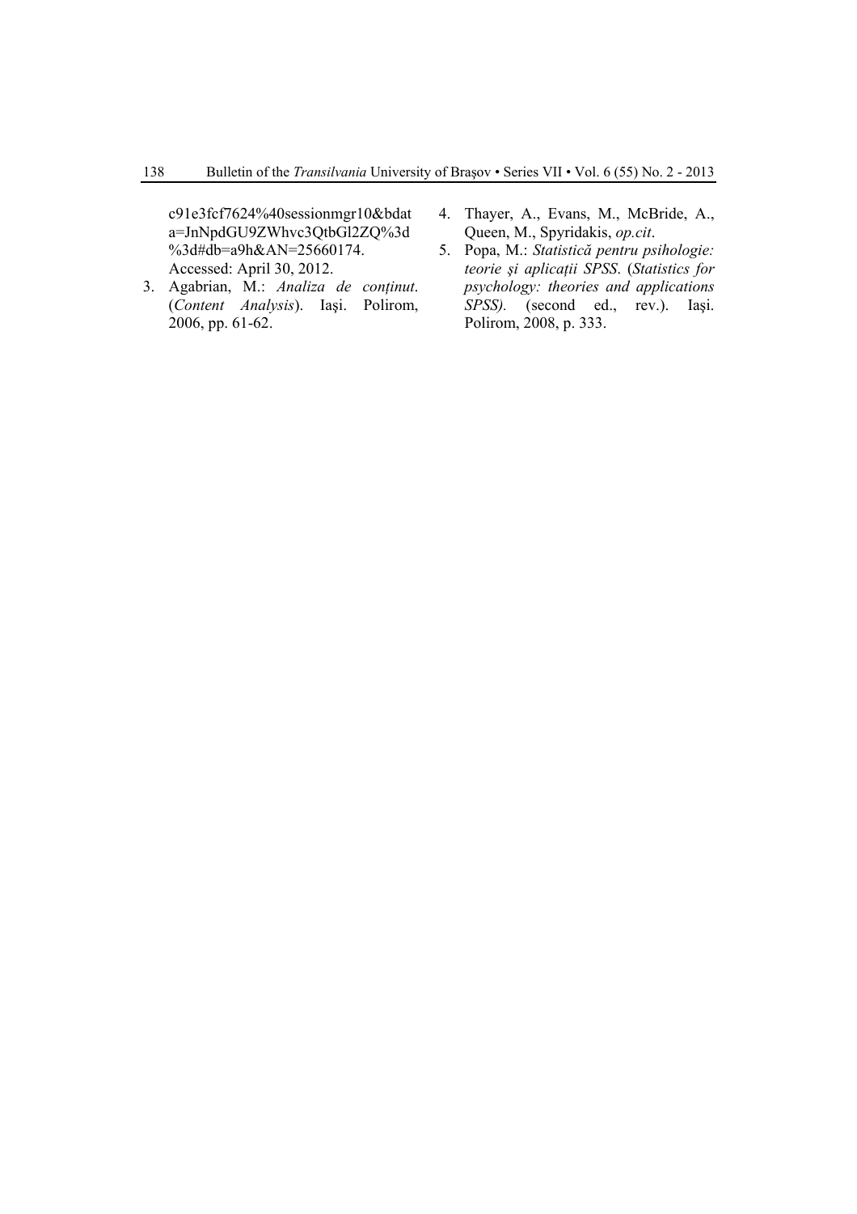c91e3fcf7624%40sessionmgr10&bdata=JnNpdGU9ZWhvc3QtbGl2ZQ%3d%3d#db=a9h&AN=25660174. Accessed: April 30, 2012.

3. Agabrian, M.: *Analiza de conţinut*. (*Content Analysis*). Iaşi. Polirom, 2006, pp. 61-62.
4. Thayer, A., Evans, M., McBride, A., Queen, M., Spyridakis, *op.cit*.
5. Popa, M.: *Statistică pentru psihologie: teorie şi aplicaţii SPSS*. (*Statistics for psychology: theories and applications SPSS).* (second ed., rev.). Iaşi. Polirom, 2008, p. 333.